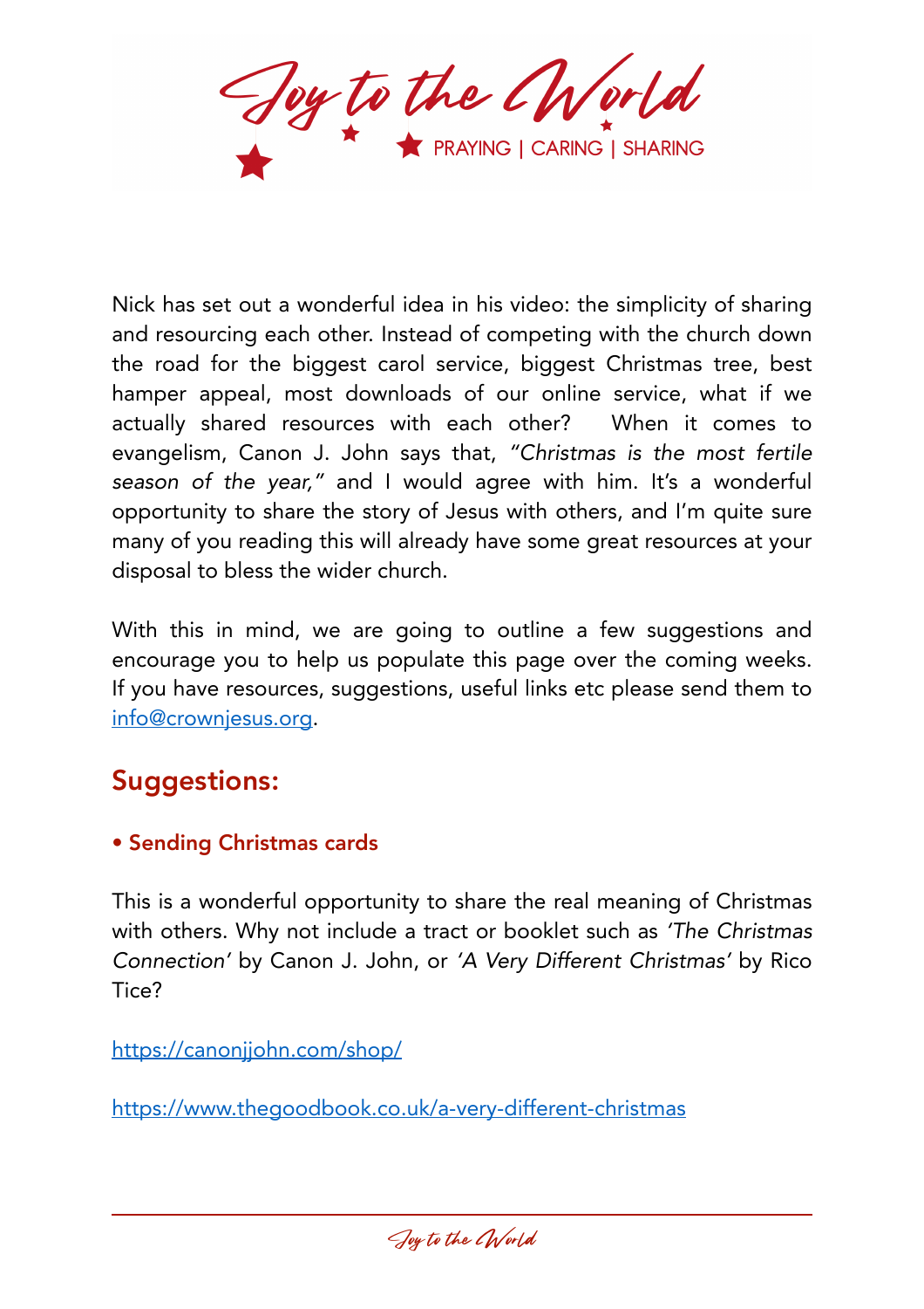# Joy to the World

PRAYING | CARING | SHARING

Nick has set out a wonderful idea in his video: the simplicity of sharing and resourcing each other. Instead of competing with the church down the road for the biggest carol service, biggest Christmas tree, best hamper appeal, most downloads of our online service, what if we actually shared resources with each other? When it comes to evangelism, Canon J. John says that, *"Christmas is the most fertile season of the year,"* and I would agree with him. It's a wonderful opportunity to share the story of Jesus with others, and I'm quite sure many of you reading this will already have some great resources at your disposal to bless the wider church.

With this in mind, we are going to outline a few suggestions and encourage you to help us populate this page over the coming weeks. If you have resources, suggestions, useful links etc please send them to info@crownjesus.org.

## Suggestions:

### • Sending Christmas cards

This is a wonderful opportunity to share the real meaning of Christmas with others. Why not include a tract or booklet such as *'The Christmas Connection'* by Canon J. John, or *'A Very Different Christmas'* by Rico Tice?

https://canonjjohn.com/shop/

https://www.thegoodbook.co.uk/a-very-different-christmas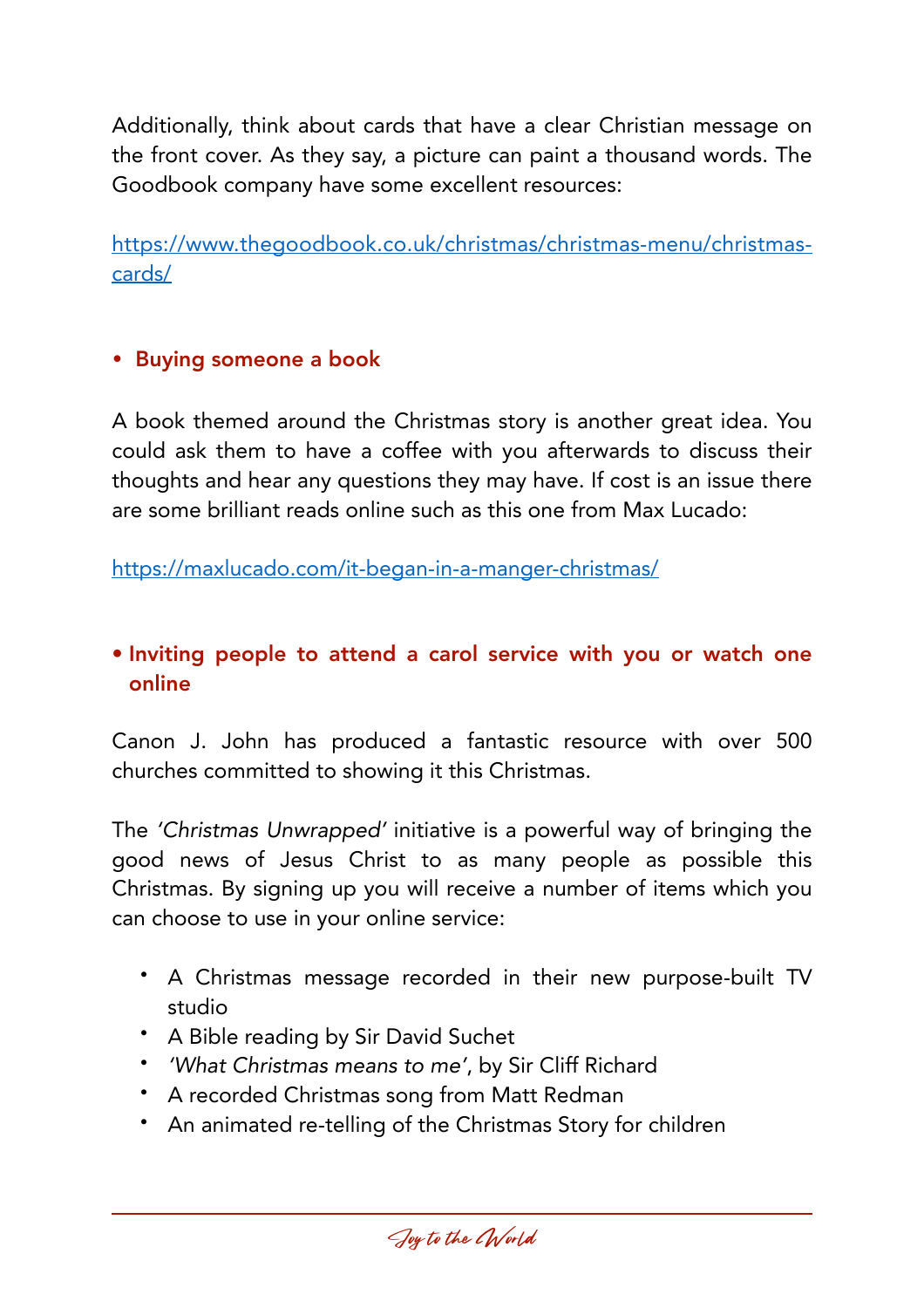Additionally, think about cards that have a clear Christian message on the front cover. As they say, a picture can paint a thousand words. The Goodbook company have some excellent resources:

https://www.thegoodbook.co.uk/christmas/christmas-menu/christmas-cards/

- **Buying someone a book**

A book themed around the Christmas story is another great idea. You could ask them to have a coffee with you afterwards to discuss their thoughts and hear any questions they may have. If cost is an issue there are some brilliant reads online such as this one from Max Lucado:

https://maxlucado.com/it-began-in-a-manger-christmas/

- **Inviting people to attend a carol service with you or watch one online**

Canon J. John has produced a fantastic resource with over 500 churches committed to showing it this Christmas.

The *'Christmas Unwrapped'* initiative is a powerful way of bringing the good news of Jesus Christ to as many people as possible this Christmas. By signing up you will receive a number of items which you can choose to use in your online service:

- A Christmas message recorded in their new purpose-built TV studio
- A Bible reading by Sir David Suchet
- *'What Christmas means to me'*, by Sir Cliff Richard
- A recorded Christmas song from Matt Redman
- An animated re-telling of the Christmas Story for children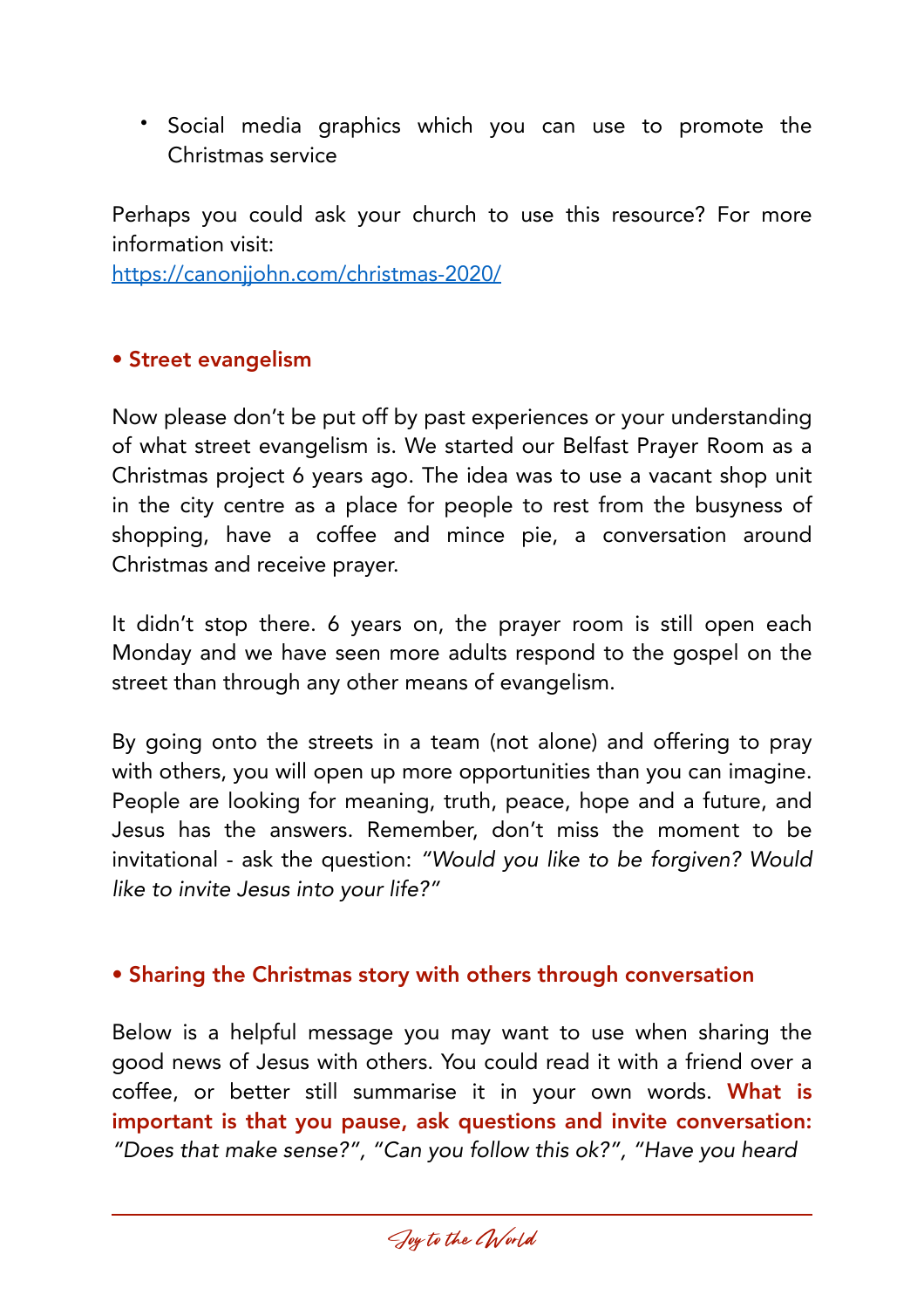- Social media graphics which you can use to promote the Christmas service

Perhaps you could ask your church to use this resource? For more information visit:
[https://canonjjohn.com/christmas-2020/](https://canonjjohn.com/christmas-2020/)

**• Street evangelism**

Now please don't be put off by past experiences or your understanding of what street evangelism is. We started our Belfast Prayer Room as a Christmas project 6 years ago. The idea was to use a vacant shop unit in the city centre as a place for people to rest from the busyness of shopping, have a coffee and mince pie, a conversation around Christmas and receive prayer.

It didn't stop there. 6 years on, the prayer room is still open each Monday and we have seen more adults respond to the gospel on the street than through any other means of evangelism.

By going onto the streets in a team (not alone) and offering to pray with others, you will open up more opportunities than you can imagine. People are looking for meaning, truth, peace, hope and a future, and Jesus has the answers. Remember, don't miss the moment to be invitational - ask the question: *"Would you like to be forgiven? Would like to invite Jesus into your life?"*

**• Sharing the Christmas story with others through conversation**

Below is a helpful message you may want to use when sharing the good news of Jesus with others. You could read it with a friend over a coffee, or better still summarise it in your own words. **What is important is that you pause, ask questions and invite conversation:** *"Does that make sense?", "Can you follow this ok?", "Have you heard*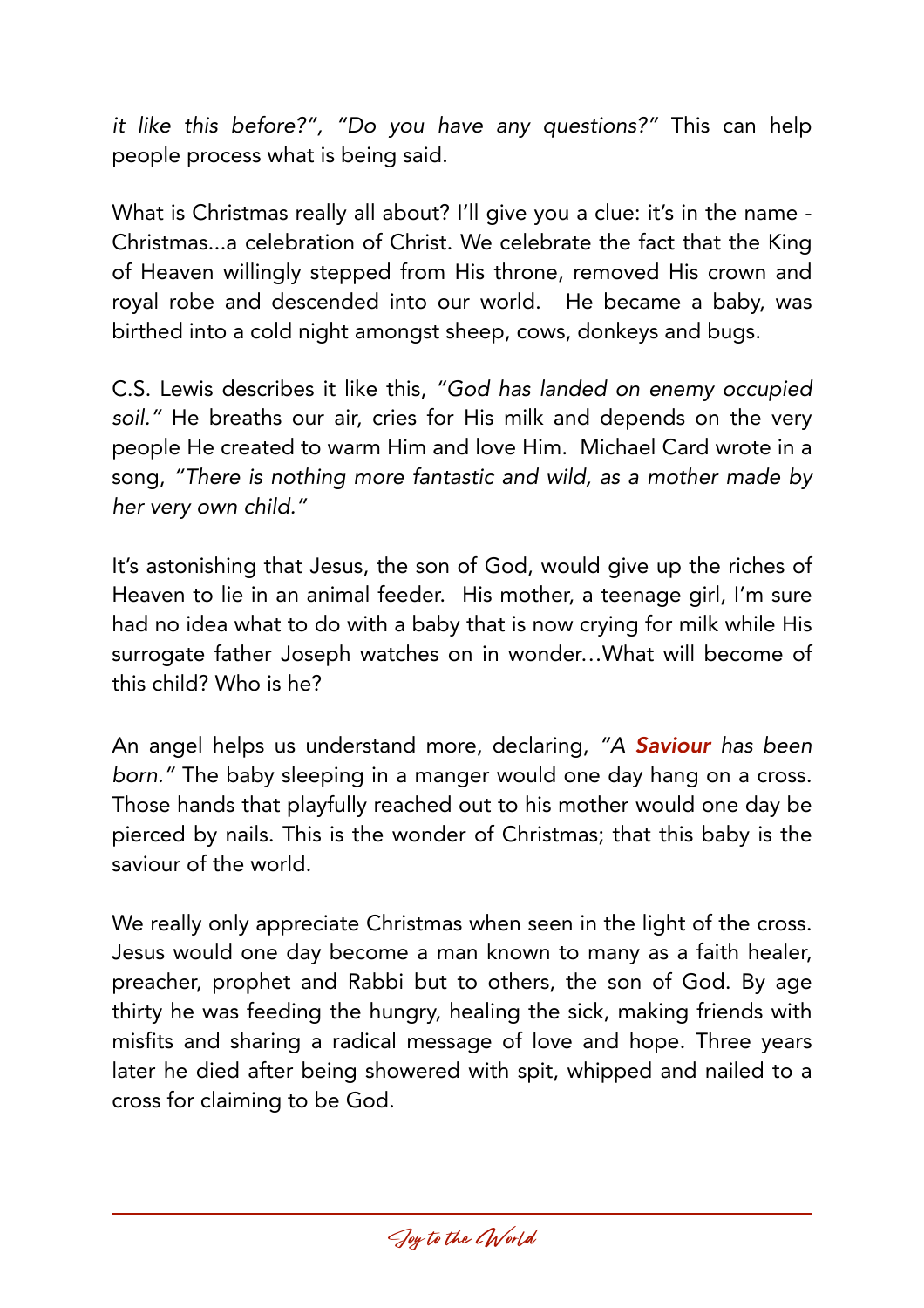*it like this before?", "Do you have any questions?"* This can help people process what is being said.

What is Christmas really all about? I'll give you a clue: it's in the name - Christmas...a celebration of Christ. We celebrate the fact that the King of Heaven willingly stepped from His throne, removed His crown and royal robe and descended into our world. He became a baby, was birthed into a cold night amongst sheep, cows, donkeys and bugs.

C.S. Lewis describes it like this, *"God has landed on enemy occupied soil."* He breaths our air, cries for His milk and depends on the very people He created to warm Him and love Him. Michael Card wrote in a song, *"There is nothing more fantastic and wild, as a mother made by her very own child."*

It's astonishing that Jesus, the son of God, would give up the riches of Heaven to lie in an animal feeder. His mother, a teenage girl, I'm sure had no idea what to do with a baby that is now crying for milk while His surrogate father Joseph watches on in wonder…What will become of this child? Who is he?

An angel helps us understand more, declaring, *"A **Saviour** has been born."* The baby sleeping in a manger would one day hang on a cross. Those hands that playfully reached out to his mother would one day be pierced by nails. This is the wonder of Christmas; that this baby is the saviour of the world.

We really only appreciate Christmas when seen in the light of the cross. Jesus would one day become a man known to many as a faith healer, preacher, prophet and Rabbi but to others, the son of God. By age thirty he was feeding the hungry, healing the sick, making friends with misfits and sharing a radical message of love and hope. Three years later he died after being showered with spit, whipped and nailed to a cross for claiming to be God.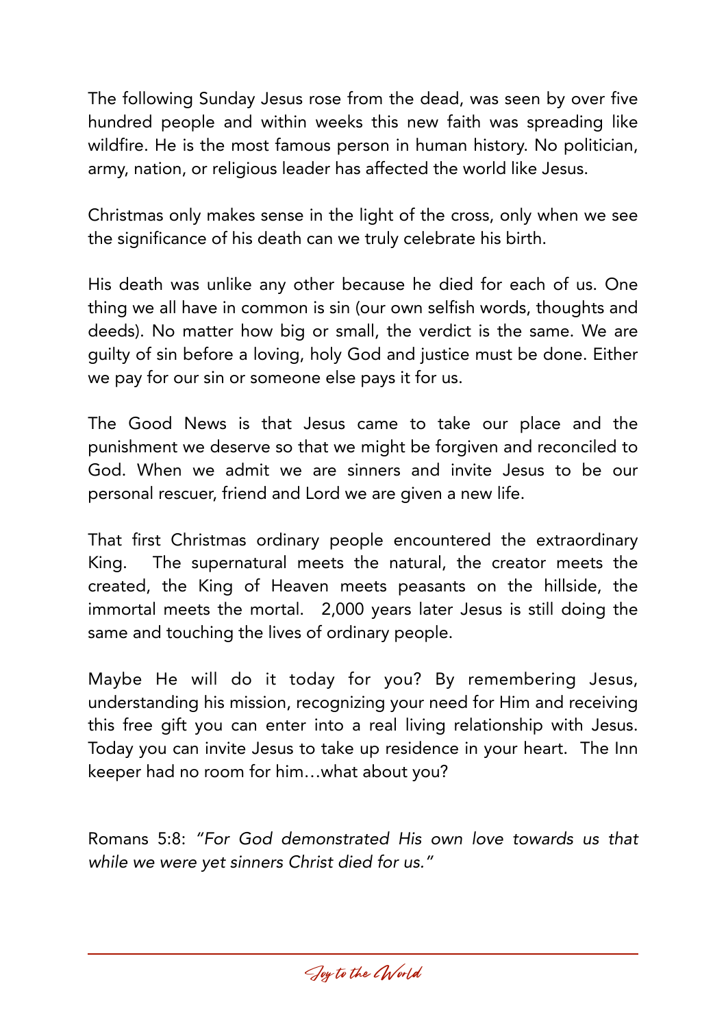The following Sunday Jesus rose from the dead, was seen by over five hundred people and within weeks this new faith was spreading like wildfire. He is the most famous person in human history. No politician, army, nation, or religious leader has affected the world like Jesus.

Christmas only makes sense in the light of the cross, only when we see the significance of his death can we truly celebrate his birth.

His death was unlike any other because he died for each of us. One thing we all have in common is sin (our own selfish words, thoughts and deeds). No matter how big or small, the verdict is the same. We are guilty of sin before a loving, holy God and justice must be done. Either we pay for our sin or someone else pays it for us.

The Good News is that Jesus came to take our place and the punishment we deserve so that we might be forgiven and reconciled to God. When we admit we are sinners and invite Jesus to be our personal rescuer, friend and Lord we are given a new life.

That first Christmas ordinary people encountered the extraordinary King.  The supernatural meets the natural, the creator meets the created, the King of Heaven meets peasants on the hillside, the immortal meets the mortal.  2,000 years later Jesus is still doing the same and touching the lives of ordinary people.

Maybe He will do it today for you? By remembering Jesus, understanding his mission, recognizing your need for Him and receiving this free gift you can enter into a real living relationship with Jesus. Today you can invite Jesus to take up residence in your heart.  The Inn keeper had no room for him…what about you?

Romans 5:8: *"For God demonstrated His own love towards us that while we were yet sinners Christ died for us."*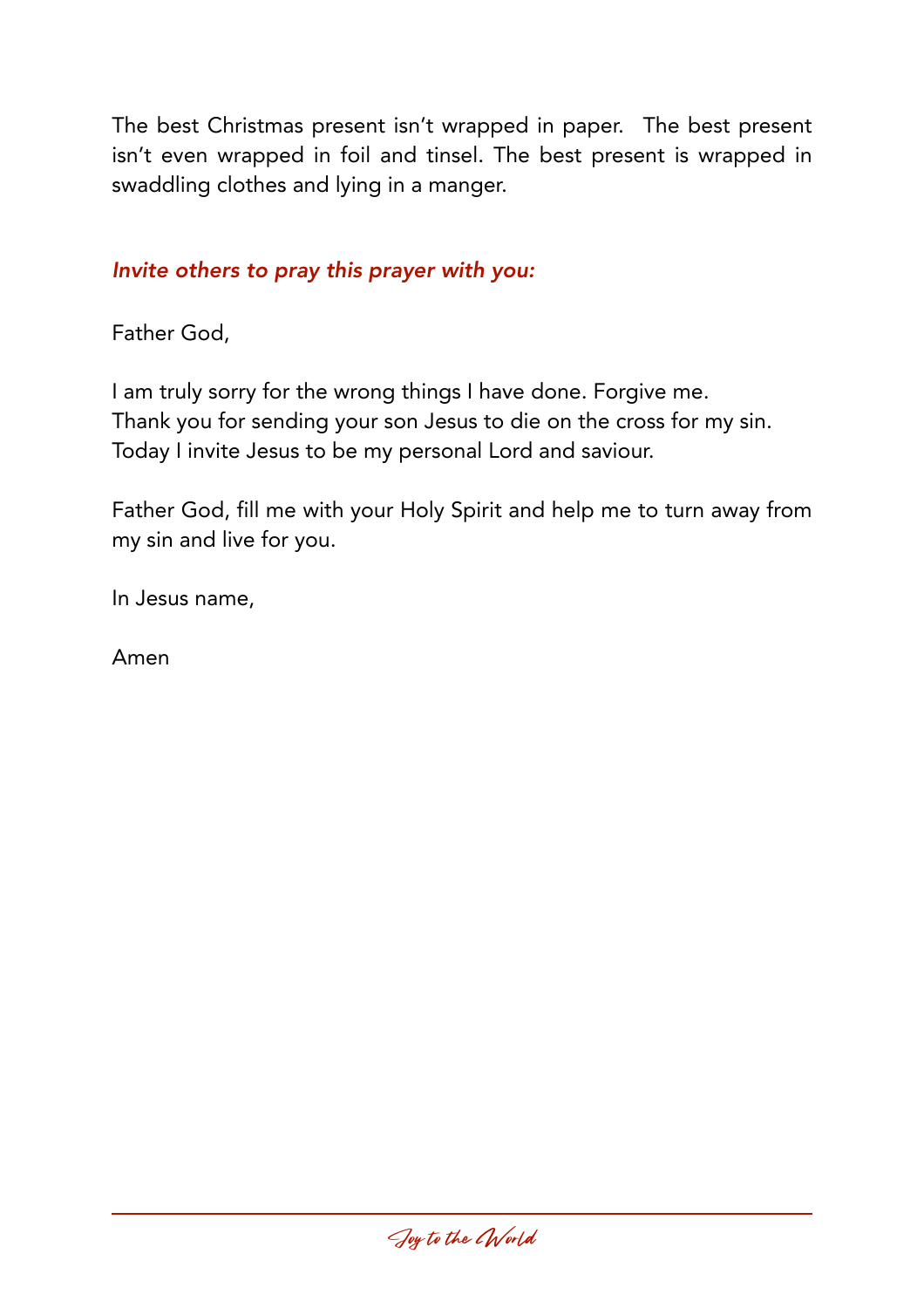The best Christmas present isn't wrapped in paper. The best present isn't even wrapped in foil and tinsel. The best present is wrapped in swaddling clothes and lying in a manger.

***Invite others to pray this prayer with you:***

Father God,

I am truly sorry for the wrong things I have done. Forgive me.
Thank you for sending your son Jesus to die on the cross for my sin.
Today I invite Jesus to be my personal Lord and saviour.

Father God, fill me with your Holy Spirit and help me to turn away from my sin and live for you.

In Jesus name,

Amen